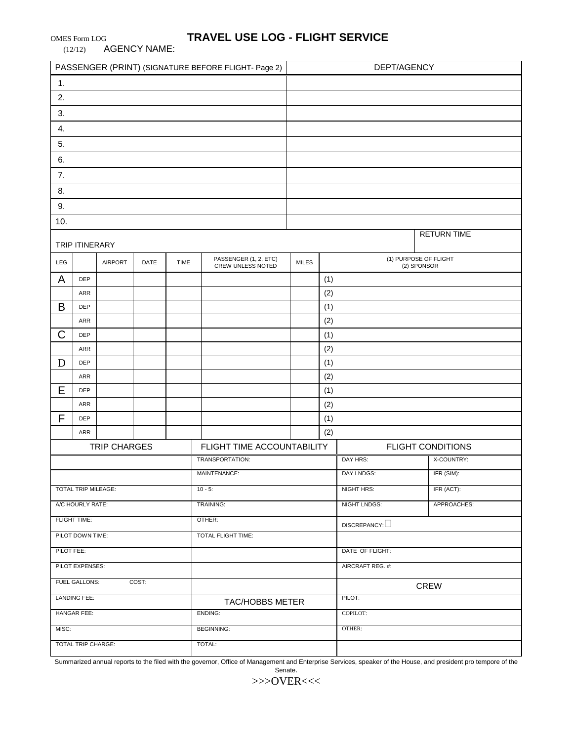OMES Form LOG
(12/12)

# TRAVEL USE LOG - FLIGHT SERVICE

AGENCY NAME:

| PASSENGER (PRINT) (SIGNATURE BEFORE FLIGHT- Page 2) | DEPT/AGENCY |
|---|---|
| 1. | |
| 2. | |
| 3. | |
| 4. | |
| 5. | |
| 6. | |
| 7. | |
| 8. | |
| 9. | |
| 10. | |

TRIP ITINERARY | RETURN TIME

| LEG | | AIRPORT | DATE | TIME | PASSENGER (1, 2, ETC) CREW UNLESS NOTED | MILES | (1) PURPOSE OF FLIGHT (2) SPONSOR |
|---|---|---|---|---|---|---|---|
| A | DEP | | | | | | (1) |
| | ARR | | | | | | (2) |
| B | DEP | | | | | | (1) |
| | ARR | | | | | | (2) |
| C | DEP | | | | | | (1) |
| | ARR | | | | | | (2) |
| D | DEP | | | | | | (1) |
| | ARR | | | | | | (2) |
| E | DEP | | | | | | (1) |
| | ARR | | | | | | (2) |
| F | DEP | | | | | | (1) |
| | ARR | | | | | | (2) |

| TRIP CHARGES | FLIGHT TIME ACCOUNTABILITY | FLIGHT CONDITIONS | |
|---|---|---|---|
| | TRANSPORTATION: | DAY HRS: | X-COUNTRY: |
| | MAINTENANCE: | DAY LNDGS: | IFR (SIM): |
| TOTAL TRIP MILEAGE: | 10 - 5: | NIGHT HRS: | IFR (ACT): |
| A/C HOURLY RATE: | TRAINING: | NIGHT LNDGS: | APPROACHES: |
| FLIGHT TIME: | OTHER: | DISCREPANCY: ☐ | |
| PILOT DOWN TIME: | TOTAL FLIGHT TIME: | | |
| PILOT FEE: | | DATE OF FLIGHT: | |
| PILOT EXPENSES: | | AIRCRAFT REG. #: | |
| FUEL GALLONS: COST: | | CREW | |
| LANDING FEE: | TAC/HOBBS METER | PILOT: | |
| HANGAR FEE: | ENDING: | COPILOT: | |
| MISC: | BEGINNING: | OTHER: | |
| TOTAL TRIP CHARGE: | TOTAL: | | |

Summarized annual reports to the filed with the governor, Office of Management and Enterprise Services, speaker of the House, and president pro tempore of the Senate.

>>>OVER<<<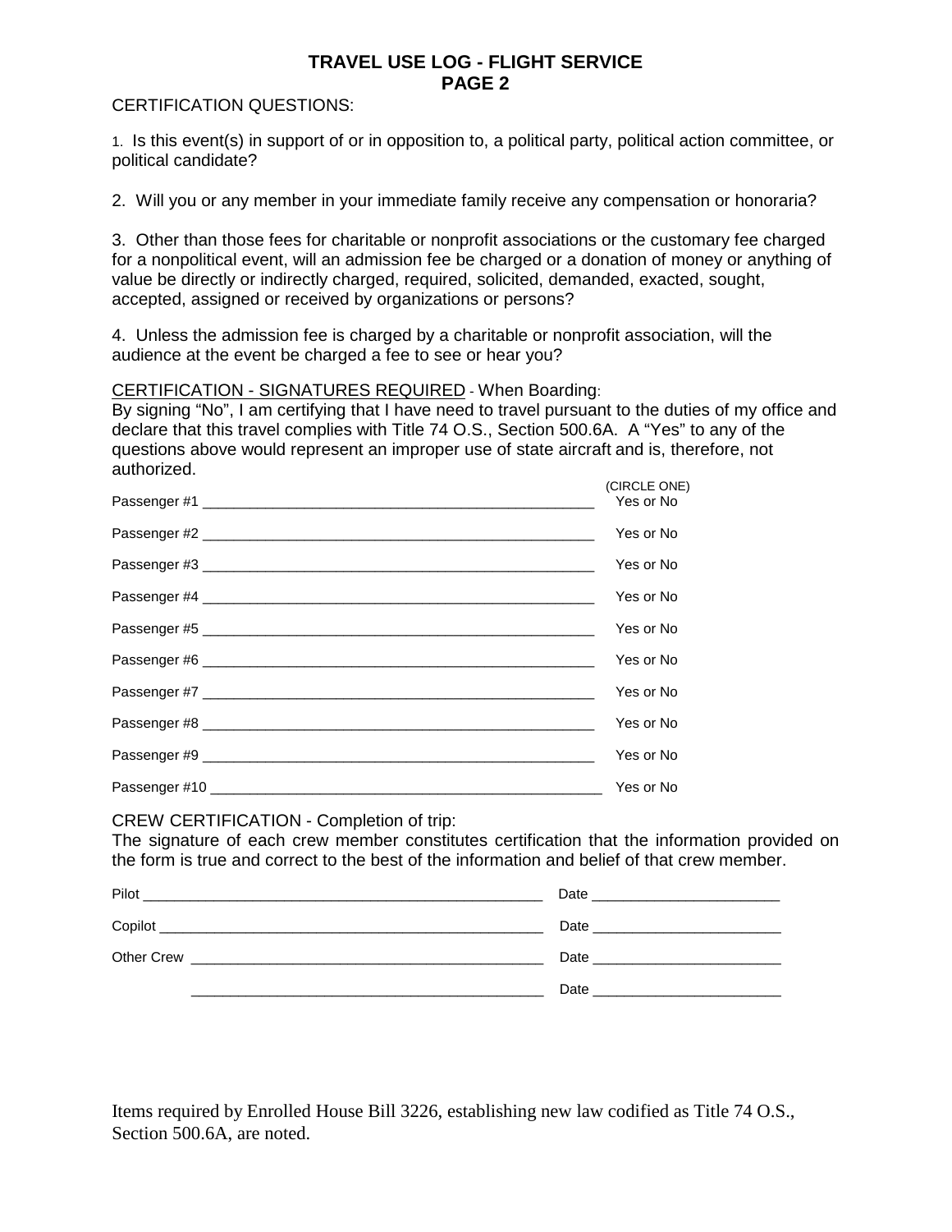# TRAVEL USE LOG - FLIGHT SERVICE
## PAGE 2

CERTIFICATION QUESTIONS:

1. Is this event(s) in support of or in opposition to, a political party, political action committee, or political candidate?

2. Will you or any member in your immediate family receive any compensation or honoraria?

3. Other than those fees for charitable or nonprofit associations or the customary fee charged for a nonpolitical event, will an admission fee be charged or a donation of money or anything of value be directly or indirectly charged, required, solicited, demanded, exacted, sought, accepted, assigned or received by organizations or persons?

4. Unless the admission fee is charged by a charitable or nonprofit association, will the audience at the event be charged a fee to see or hear you?

CERTIFICATION - SIGNATURES REQUIRED - When Boarding:
By signing "No", I am certifying that I have need to travel pursuant to the duties of my office and declare that this travel complies with Title 74 O.S., Section 500.6A. A "Yes" to any of the questions above would represent an improper use of state aircraft and is, therefore, not authorized.

| | (CIRCLE ONE) |
|---|---|
| Passenger #1 ______________________________ | Yes or No |
| Passenger #2 ______________________________ | Yes or No |
| Passenger #3 ______________________________ | Yes or No |
| Passenger #4 ______________________________ | Yes or No |
| Passenger #5 ______________________________ | Yes or No |
| Passenger #6 ______________________________ | Yes or No |
| Passenger #7 ______________________________ | Yes or No |
| Passenger #8 ______________________________ | Yes or No |
| Passenger #9 ______________________________ | Yes or No |
| Passenger #10 ______________________________ | Yes or No |

CREW CERTIFICATION - Completion of trip:
The signature of each crew member constitutes certification that the information provided on the form is true and correct to the best of the information and belief of that crew member.

Pilot ______________________________ Date ________________

Copilot ______________________________ Date ________________

Other Crew ______________________________ Date ________________

______________________________ Date ________________

Items required by Enrolled House Bill 3226, establishing new law codified as Title 74 O.S., Section 500.6A, are noted.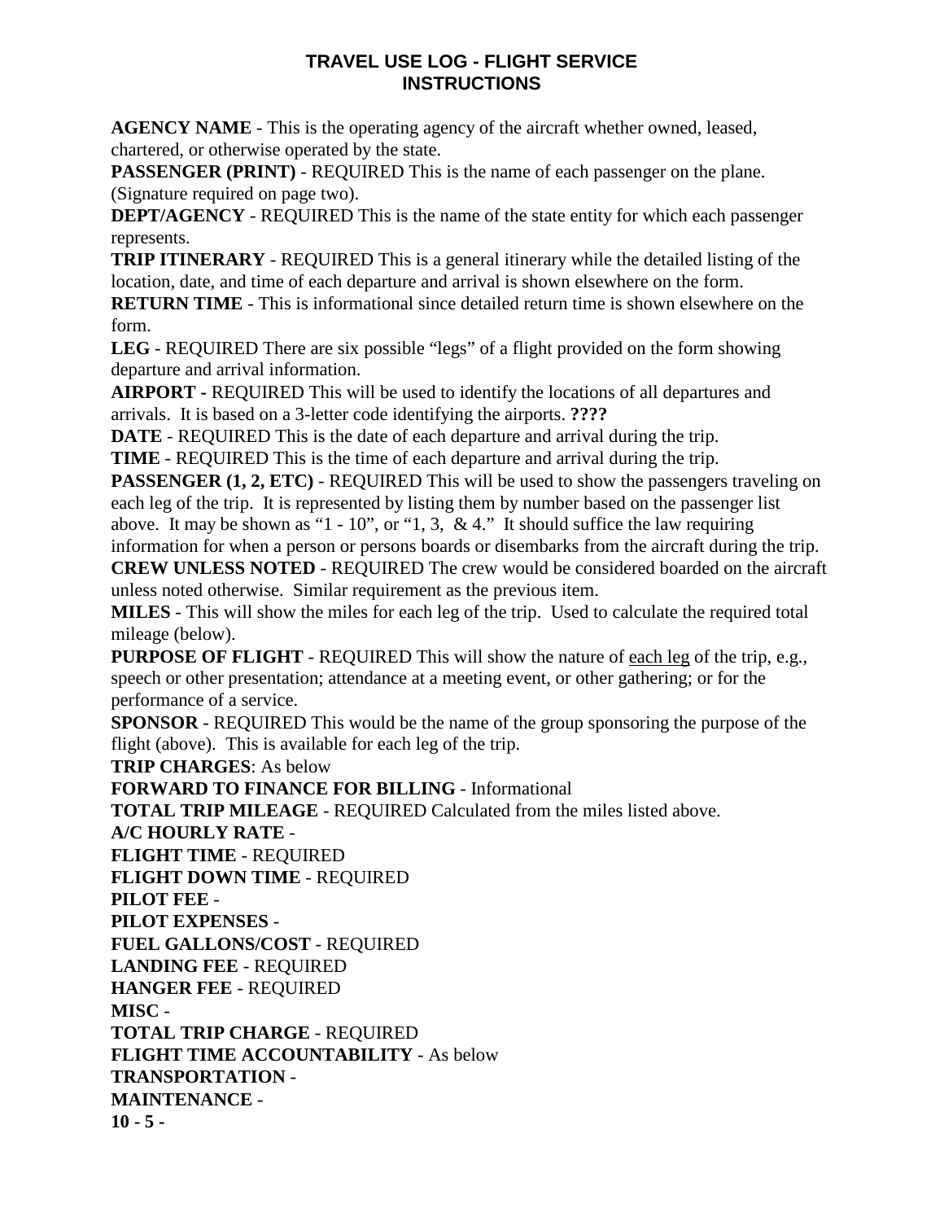# TRAVEL USE LOG - FLIGHT SERVICE
# INSTRUCTIONS

**AGENCY NAME** - This is the operating agency of the aircraft whether owned, leased, chartered, or otherwise operated by the state.

**PASSENGER (PRINT)** - REQUIRED This is the name of each passenger on the plane. (Signature required on page two).

**DEPT/AGENCY** - REQUIRED This is the name of the state entity for which each passenger represents.

**TRIP ITINERARY** - REQUIRED This is a general itinerary while the detailed listing of the location, date, and time of each departure and arrival is shown elsewhere on the form.

**RETURN TIME** - This is informational since detailed return time is shown elsewhere on the form.

**LEG** - REQUIRED There are six possible "legs" of a flight provided on the form showing departure and arrival information.

**AIRPORT** - REQUIRED This will be used to identify the locations of all departures and arrivals. It is based on a 3-letter code identifying the airports. **????**

**DATE** - REQUIRED This is the date of each departure and arrival during the trip.

**TIME** - REQUIRED This is the time of each departure and arrival during the trip.

**PASSENGER (1, 2, ETC)** - REQUIRED This will be used to show the passengers traveling on each leg of the trip. It is represented by listing them by number based on the passenger list above. It may be shown as "1 - 10", or "1, 3, & 4." It should suffice the law requiring information for when a person or persons boards or disembarks from the aircraft during the trip.

**CREW UNLESS NOTED** - REQUIRED The crew would be considered boarded on the aircraft unless noted otherwise. Similar requirement as the previous item.

**MILES** - This will show the miles for each leg of the trip. Used to calculate the required total mileage (below).

**PURPOSE OF FLIGHT** - REQUIRED This will show the nature of <u>each leg</u> of the trip, e.g., speech or other presentation; attendance at a meeting event, or other gathering; or for the performance of a service.

**SPONSOR** - REQUIRED This would be the name of the group sponsoring the purpose of the flight (above). This is available for each leg of the trip.

**TRIP CHARGES**: As below

**FORWARD TO FINANCE FOR BILLING** - Informational

**TOTAL TRIP MILEAGE** - REQUIRED Calculated from the miles listed above.

**A/C HOURLY RATE** -

**FLIGHT TIME** - REQUIRED

**FLIGHT DOWN TIME** - REQUIRED

**PILOT FEE** -

**PILOT EXPENSES** -

**FUEL GALLONS/COST** - REQUIRED

**LANDING FEE** - REQUIRED

**HANGER FEE** - REQUIRED

**MISC** -

**TOTAL TRIP CHARGE** - REQUIRED

**FLIGHT TIME ACCOUNTABILITY** - As below

**TRANSPORTATION** -

**MAINTENANCE** -

**10 - 5** -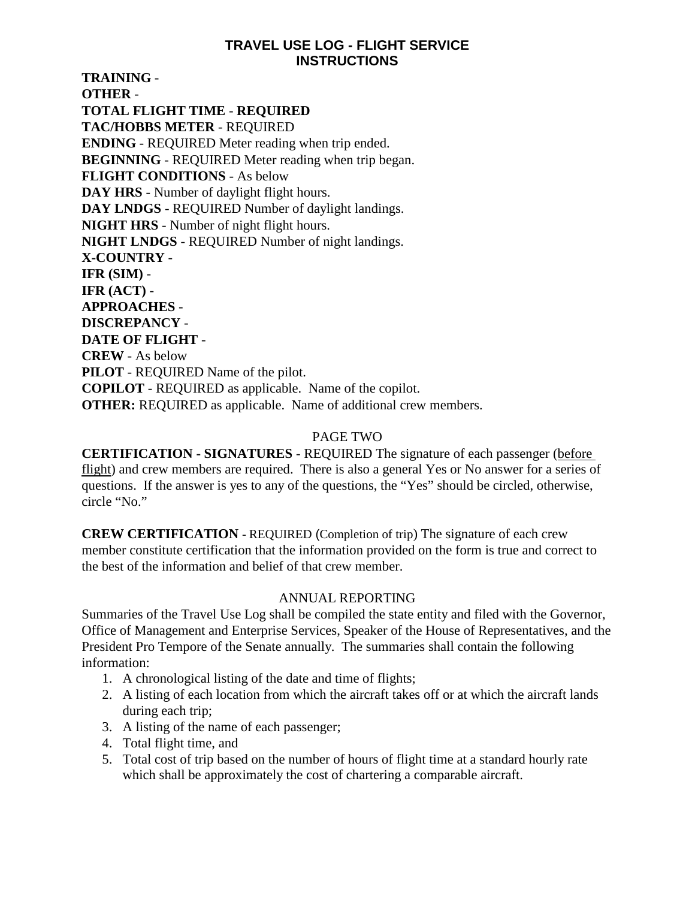## TRAVEL USE LOG - FLIGHT SERVICE INSTRUCTIONS

**TRAINING** -
**OTHER** -
**TOTAL FLIGHT TIME** - **REQUIRED**
**TAC/HOBBS METER** - REQUIRED
**ENDING** - REQUIRED Meter reading when trip ended.
**BEGINNING** - REQUIRED Meter reading when trip began.
**FLIGHT CONDITIONS** - As below
**DAY HRS** - Number of daylight flight hours.
**DAY LNDGS** - REQUIRED Number of daylight landings.
**NIGHT HRS** - Number of night flight hours.
**NIGHT LNDGS** - REQUIRED Number of night landings.
**X-COUNTRY** -
**IFR (SIM)** -
**IFR (ACT)** -
**APPROACHES** -
**DISCREPANCY** -
**DATE OF FLIGHT** -
**CREW** - As below
**PILOT** - REQUIRED Name of the pilot.
**COPILOT** - REQUIRED as applicable. Name of the copilot.
**OTHER:** REQUIRED as applicable. Name of additional crew members.

PAGE TWO

**CERTIFICATION - SIGNATURES** - REQUIRED The signature of each passenger (<u>before flight</u>) and crew members are required. There is also a general Yes or No answer for a series of questions. If the answer is yes to any of the questions, the "Yes" should be circled, otherwise, circle "No."

**CREW CERTIFICATION** - REQUIRED (Completion of trip) The signature of each crew member constitute certification that the information provided on the form is true and correct to the best of the information and belief of that crew member.

ANNUAL REPORTING

Summaries of the Travel Use Log shall be compiled the state entity and filed with the Governor, Office of Management and Enterprise Services, Speaker of the House of Representatives, and the President Pro Tempore of the Senate annually. The summaries shall contain the following information:

1. A chronological listing of the date and time of flights;
2. A listing of each location from which the aircraft takes off or at which the aircraft lands during each trip;
3. A listing of the name of each passenger;
4. Total flight time, and
5. Total cost of trip based on the number of hours of flight time at a standard hourly rate which shall be approximately the cost of chartering a comparable aircraft.